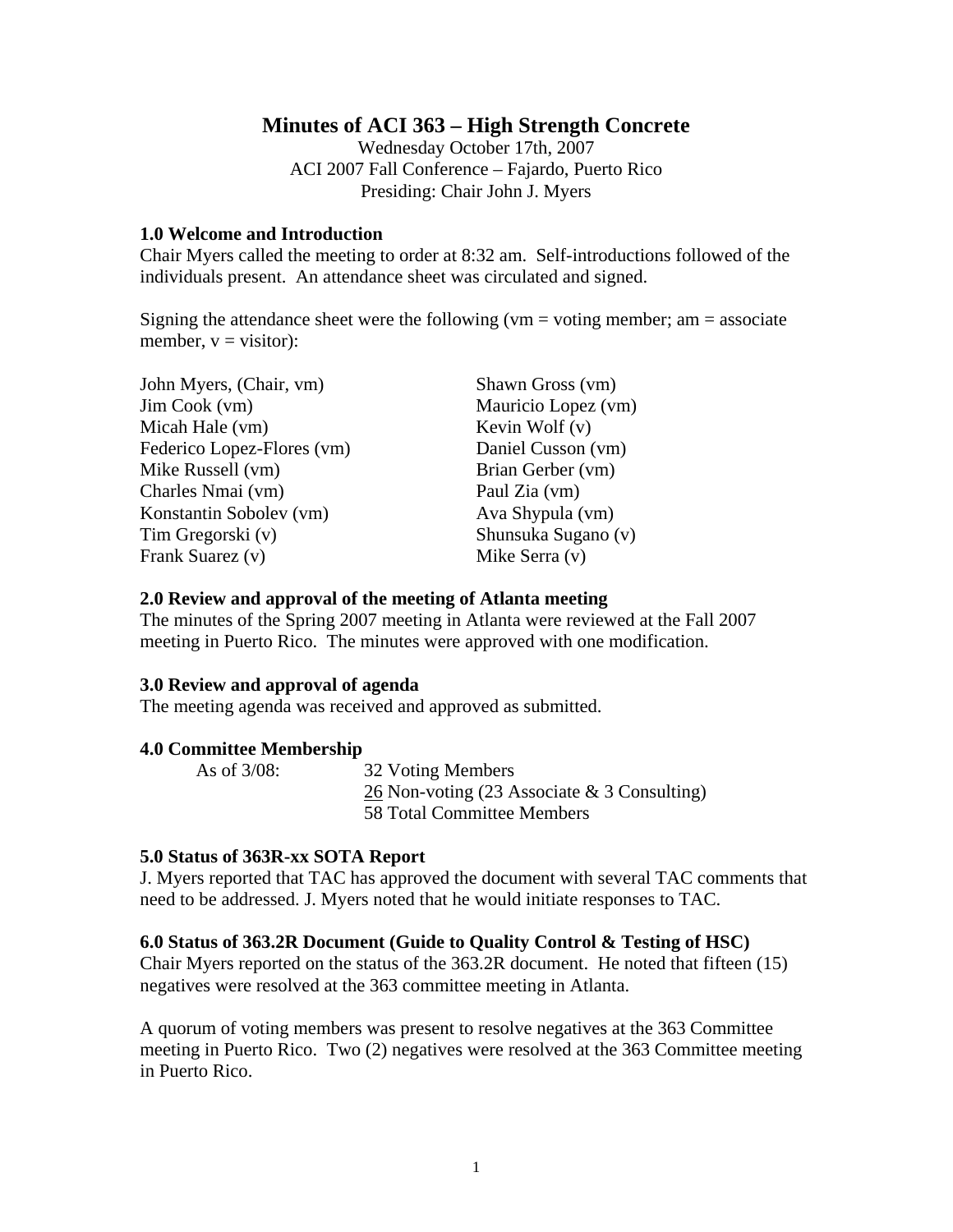# Minutes of ACI 363 – High Strength Concrete

Wednesday October 17th, 2007
ACI 2007 Fall Conference – Fajardo, Puerto Rico
Presiding: Chair John J. Myers

## 1.0 Welcome and Introduction

Chair Myers called the meeting to order at 8:32 am. Self-introductions followed of the individuals present. An attendance sheet was circulated and signed.

Signing the attendance sheet were the following (vm = voting member; am = associate member, v = visitor):

John Myers, (Chair, vm)
Jim Cook (vm)
Micah Hale (vm)
Federico Lopez-Flores (vm)
Mike Russell (vm)
Charles Nmai (vm)
Konstantin Sobolev (vm)
Tim Gregorski (v)
Frank Suarez (v)
Shawn Gross (vm)
Mauricio Lopez (vm)
Kevin Wolf (v)
Daniel Cusson (vm)
Brian Gerber (vm)
Paul Zia (vm)
Ava Shypula (vm)
Shunsuka Sugano (v)
Mike Serra (v)

## 2.0 Review and approval of the meeting of Atlanta meeting

The minutes of the Spring 2007 meeting in Atlanta were reviewed at the Fall 2007 meeting in Puerto Rico. The minutes were approved with one modification.

## 3.0 Review and approval of agenda

The meeting agenda was received and approved as submitted.

## 4.0 Committee Membership

As of 3/08:
32 Voting Members
26 Non-voting (23 Associate & 3 Consulting)
58 Total Committee Members

## 5.0 Status of 363R-xx SOTA Report

J. Myers reported that TAC has approved the document with several TAC comments that need to be addressed. J. Myers noted that he would initiate responses to TAC.

## 6.0 Status of 363.2R Document (Guide to Quality Control & Testing of HSC)

Chair Myers reported on the status of the 363.2R document. He noted that fifteen (15) negatives were resolved at the 363 committee meeting in Atlanta.

A quorum of voting members was present to resolve negatives at the 363 Committee meeting in Puerto Rico. Two (2) negatives were resolved at the 363 Committee meeting in Puerto Rico.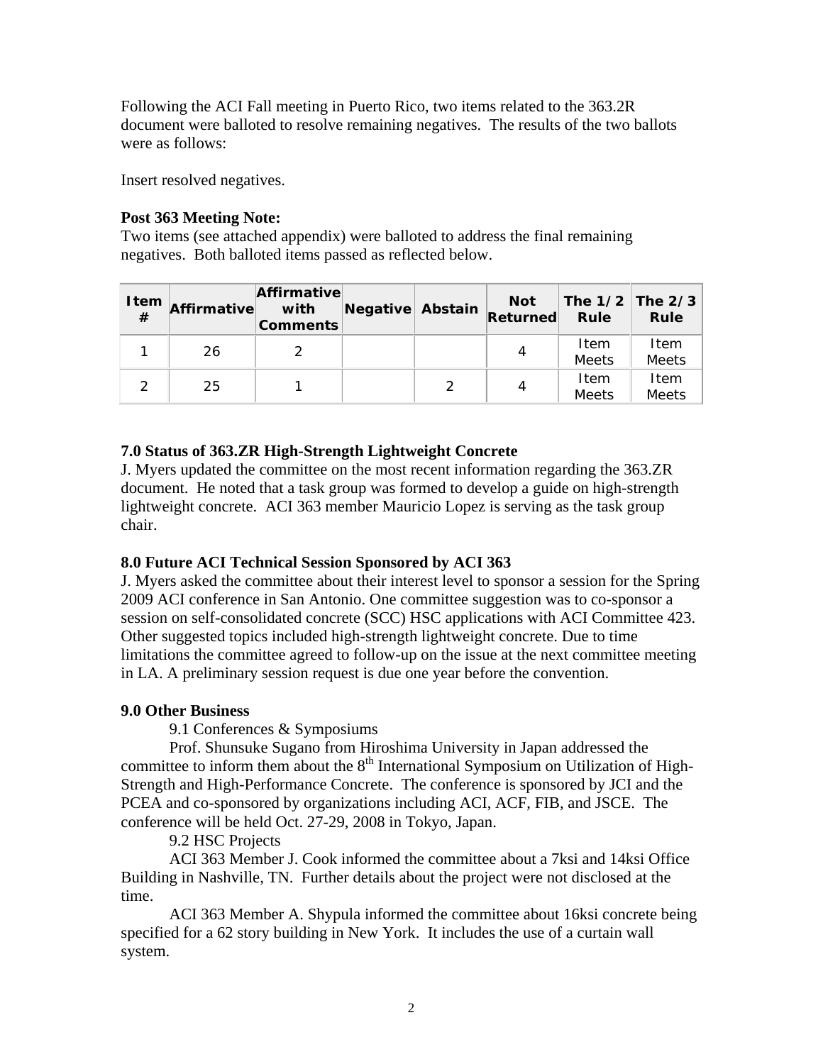Following the ACI Fall meeting in Puerto Rico, two items related to the 363.2R document were balloted to resolve remaining negatives. The results of the two ballots were as follows:

Insert resolved negatives.

**Post 363 Meeting Note:**
Two items (see attached appendix) were balloted to address the final remaining negatives. Both balloted items passed as reflected below.

| Item # | Affirmative | Affirmative with Comments | Negative | Abstain | Not Returned | The 1/2 Rule | The 2/3 Rule |
|---|---|---|---|---|---|---|---|
| 1 | 26 | 2 | | | 4 | Item Meets | Item Meets |
| 2 | 25 | 1 | | 2 | 4 | Item Meets | Item Meets |

### 7.0 Status of 363.ZR High-Strength Lightweight Concrete

J. Myers updated the committee on the most recent information regarding the 363.ZR document. He noted that a task group was formed to develop a guide on high-strength lightweight concrete. ACI 363 member Mauricio Lopez is serving as the task group chair.

### 8.0 Future ACI Technical Session Sponsored by ACI 363

J. Myers asked the committee about their interest level to sponsor a session for the Spring 2009 ACI conference in San Antonio. One committee suggestion was to co-sponsor a session on self-consolidated concrete (SCC) HSC applications with ACI Committee 423. Other suggested topics included high-strength lightweight concrete. Due to time limitations the committee agreed to follow-up on the issue at the next committee meeting in LA. A preliminary session request is due one year before the convention.

### 9.0 Other Business

9.1 Conferences & Symposiums

Prof. Shunsuke Sugano from Hiroshima University in Japan addressed the committee to inform them about the 8th International Symposium on Utilization of High-Strength and High-Performance Concrete. The conference is sponsored by JCI and the PCEA and co-sponsored by organizations including ACI, ACF, FIB, and JSCE. The conference will be held Oct. 27-29, 2008 in Tokyo, Japan.

9.2 HSC Projects

ACI 363 Member J. Cook informed the committee about a 7ksi and 14ksi Office Building in Nashville, TN. Further details about the project were not disclosed at the time.

ACI 363 Member A. Shypula informed the committee about 16ksi concrete being specified for a 62 story building in New York. It includes the use of a curtain wall system.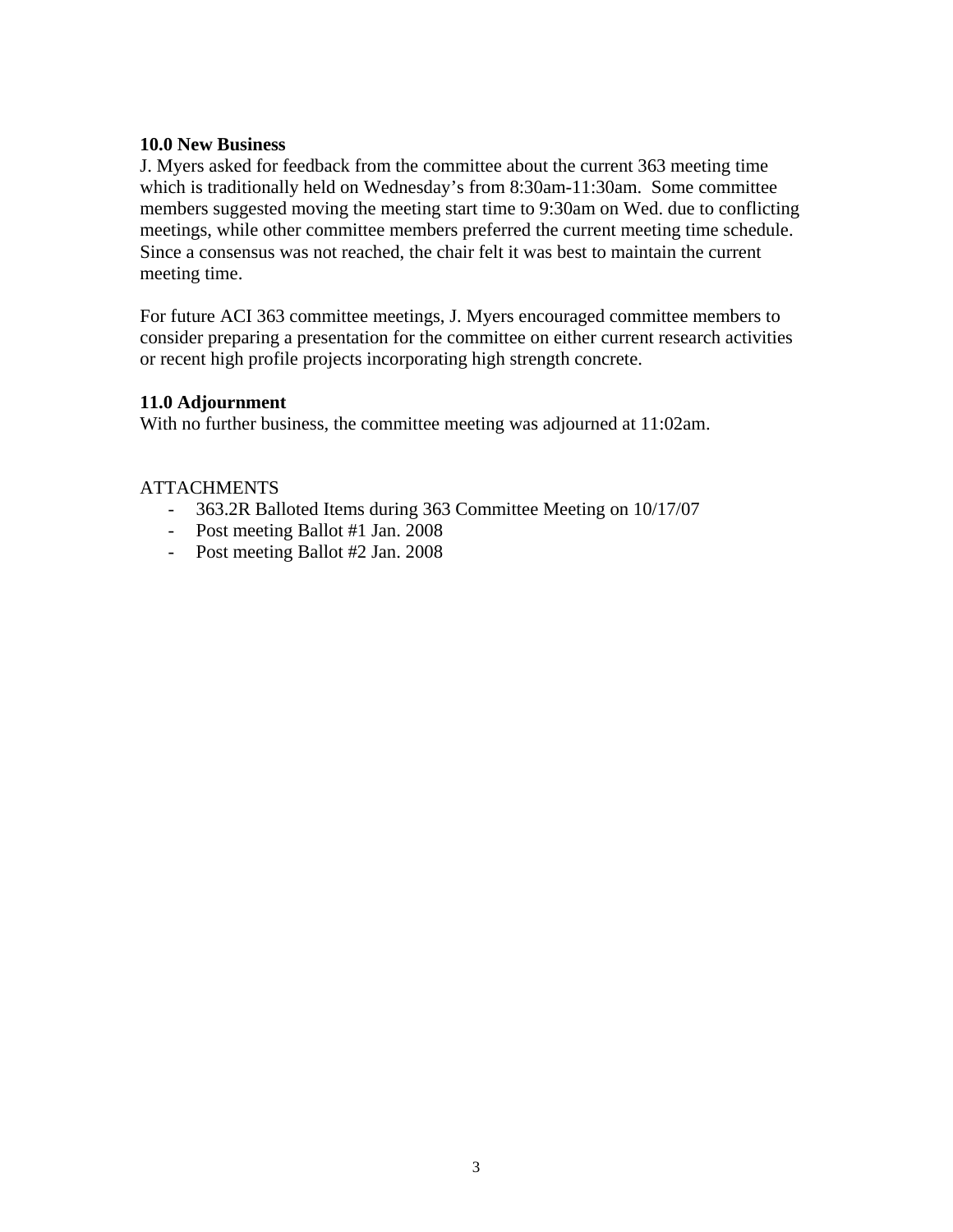### 10.0 New Business

J. Myers asked for feedback from the committee about the current 363 meeting time which is traditionally held on Wednesday's from 8:30am-11:30am. Some committee members suggested moving the meeting start time to 9:30am on Wed. due to conflicting meetings, while other committee members preferred the current meeting time schedule. Since a consensus was not reached, the chair felt it was best to maintain the current meeting time.

For future ACI 363 committee meetings, J. Myers encouraged committee members to consider preparing a presentation for the committee on either current research activities or recent high profile projects incorporating high strength concrete.

### 11.0 Adjournment

With no further business, the committee meeting was adjourned at 11:02am.

ATTACHMENTS

- 363.2R Balloted Items during 363 Committee Meeting on 10/17/07
- Post meeting Ballot #1 Jan. 2008
- Post meeting Ballot #2 Jan. 2008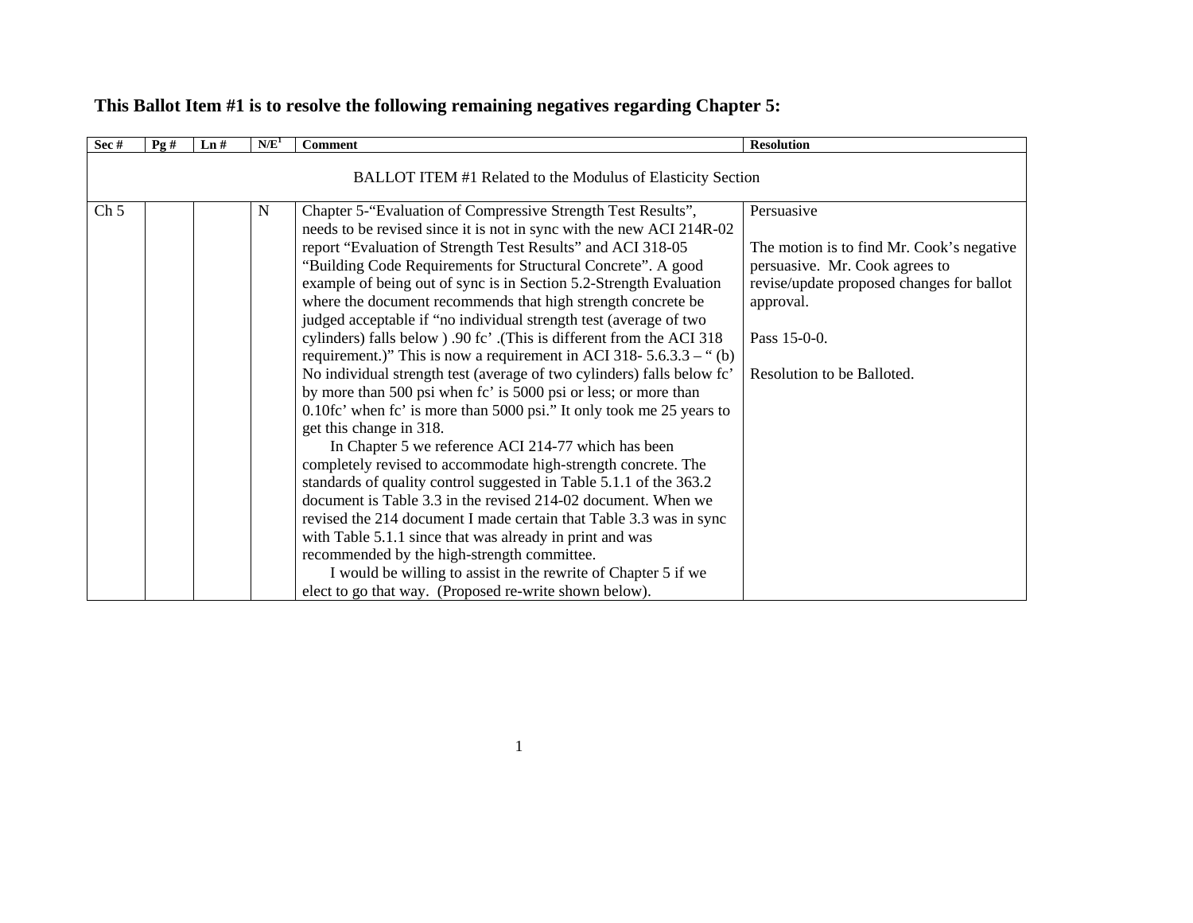**This Ballot Item #1 is to resolve the following remaining negatives regarding Chapter 5:**

| Sec # | Pg # | Ln # | N/E[1] | Comment | Resolution |
|---|---|---|---|---|---|
| BALLOT ITEM #1 Related to the Modulus of Elasticity Section | | | | | |
| Ch 5 | | | N | Chapter 5-"Evaluation of Compressive Strength Test Results", needs to be revised since it is not in sync with the new ACI 214R-02 report "Evaluation of Strength Test Results" and ACI 318-05 "Building Code Requirements for Structural Concrete". A good example of being out of sync is in Section 5.2-Strength Evaluation where the document recommends that high strength concrete be judged acceptable if "no individual strength test (average of two cylinders) falls below ) .90 fc' .(This is different from the ACI 318 requirement.)" This is now a requirement in ACI 318- 5.6.3.3 – " (b) No individual strength test (average of two cylinders) falls below fc' by more than 500 psi when fc' is 5000 psi or less; or more than 0.10fc' when fc' is more than 5000 psi." It only took me 25 years to get this change in 318.<br>In Chapter 5 we reference ACI 214-77 which has been completely revised to accommodate high-strength concrete. The standards of quality control suggested in Table 5.1.1 of the 363.2 document is Table 3.3 in the revised 214-02 document. When we revised the 214 document I made certain that Table 3.3 was in sync with Table 5.1.1 since that was already in print and was recommended by the high-strength committee.<br>I would be willing to assist in the rewrite of Chapter 5 if we elect to go that way. (Proposed re-write shown below). | Persuasive<br><br>The motion is to find Mr. Cook's negative persuasive. Mr. Cook agrees to revise/update proposed changes for ballot approval.<br><br>Pass 15-0-0.<br><br>Resolution to be Balloted. |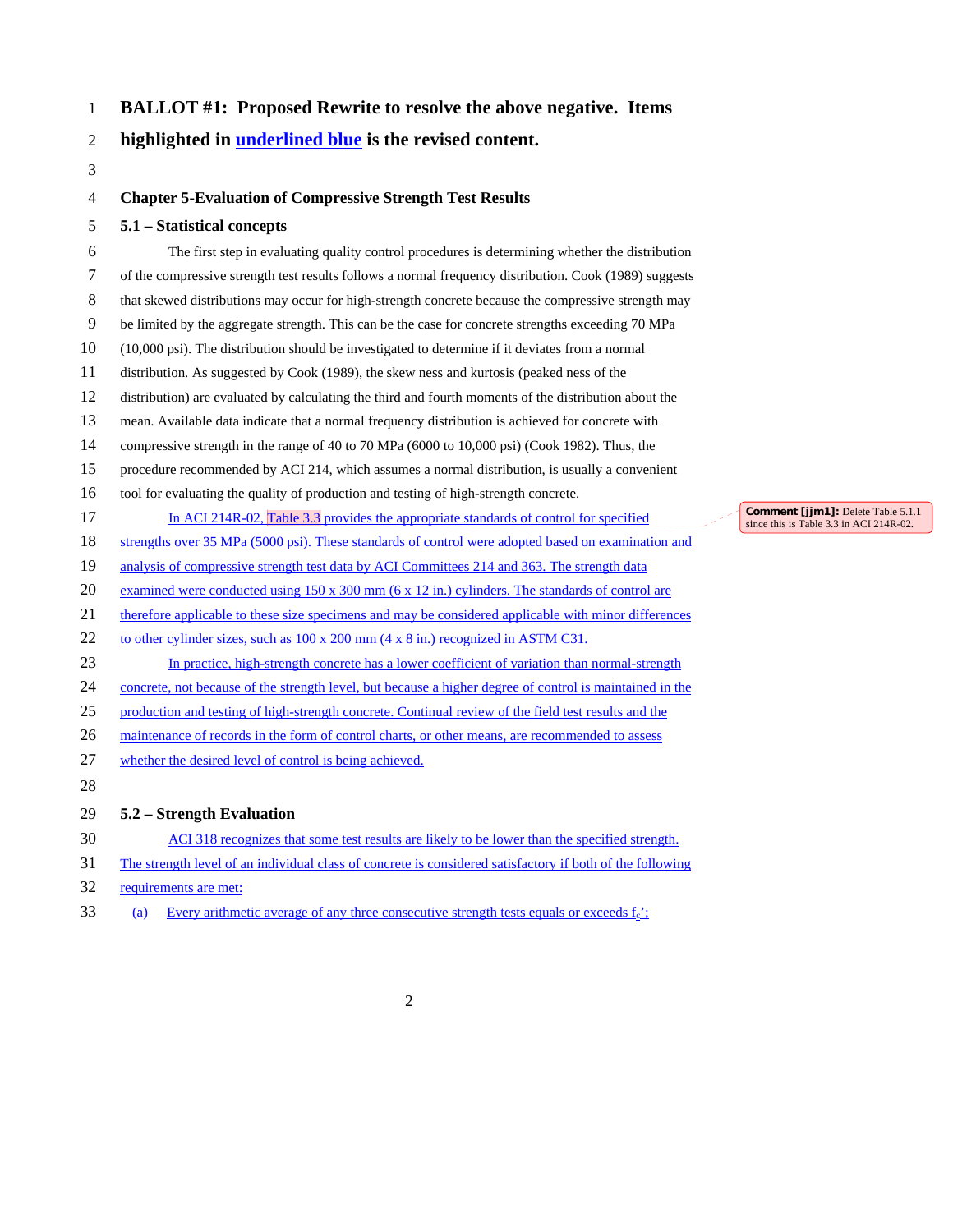**BALLOT #1: Proposed Rewrite to resolve the above negative. Items highlighted in underlined blue is the revised content.**

## Chapter 5-Evaluation of Compressive Strength Test Results

### 5.1 – Statistical concepts

The first step in evaluating quality control procedures is determining whether the distribution of the compressive strength test results follows a normal frequency distribution. Cook (1989) suggests that skewed distributions may occur for high-strength concrete because the compressive strength may be limited by the aggregate strength. This can be the case for concrete strengths exceeding 70 MPa (10,000 psi). The distribution should be investigated to determine if it deviates from a normal distribution. As suggested by Cook (1989), the skew ness and kurtosis (peaked ness of the distribution) are evaluated by calculating the third and fourth moments of the distribution about the mean. Available data indicate that a normal frequency distribution is achieved for concrete with compressive strength in the range of 40 to 70 MPa (6000 to 10,000 psi) (Cook 1982). Thus, the procedure recommended by ACI 214, which assumes a normal distribution, is usually a convenient tool for evaluating the quality of production and testing of high-strength concrete.

In ACI 214R-02, Table 3.3 provides the appropriate standards of control for specified strengths over 35 MPa (5000 psi). These standards of control were adopted based on examination and analysis of compressive strength test data by ACI Committees 214 and 363. The strength data examined were conducted using 150 x 300 mm (6 x 12 in.) cylinders. The standards of control are therefore applicable to these size specimens and may be considered applicable with minor differences to other cylinder sizes, such as 100 x 200 mm (4 x 8 in.) recognized in ASTM C31.

Comment [jjm1]: Delete Table 5.1.1 since this is Table 3.3 in ACI 214R-02.

In practice, high-strength concrete has a lower coefficient of variation than normal-strength concrete, not because of the strength level, but because a higher degree of control is maintained in the production and testing of high-strength concrete. Continual review of the field test results and the maintenance of records in the form of control charts, or other means, are recommended to assess whether the desired level of control is being achieved.

### 5.2 – Strength Evaluation

ACI 318 recognizes that some test results are likely to be lower than the specified strength. The strength level of an individual class of concrete is considered satisfactory if both of the following requirements are met:

(a) Every arithmetic average of any three consecutive strength tests equals or exceeds $f_c'$;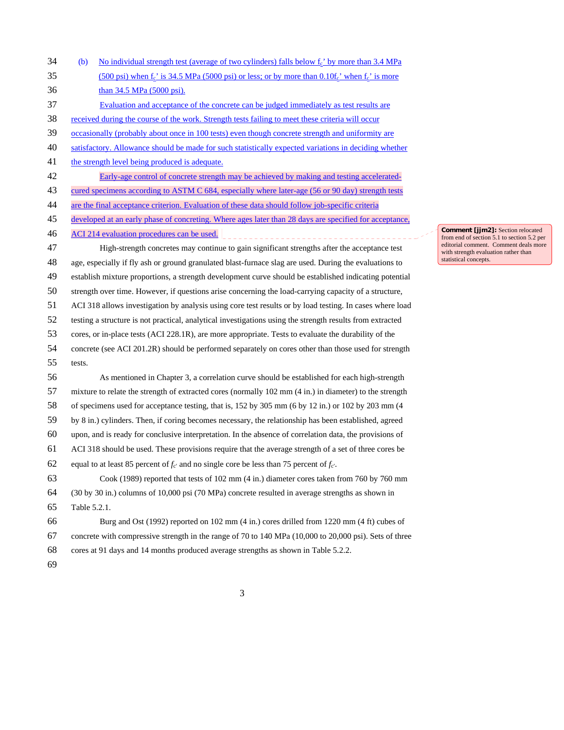(b) No individual strength test (average of two cylinders) falls below $f_c'$ by more than 3.4 MPa (500 psi) when $f_c'$ is 34.5 MPa (5000 psi) or less; or by more than $0.10f_c'$ when $f_c'$ is more than 34.5 MPa (5000 psi).

Evaluation and acceptance of the concrete can be judged immediately as test results are received during the course of the work. Strength tests failing to meet these criteria will occur occasionally (probably about once in 100 tests) even though concrete strength and uniformity are satisfactory. Allowance should be made for such statistically expected variations in deciding whether the strength level being produced is adequate.

Early-age control of concrete strength may be achieved by making and testing accelerated-cured specimens according to ASTM C 684, especially where later-age (56 or 90 day) strength tests are the final acceptance criterion. Evaluation of these data should follow job-specific criteria developed at an early phase of concreting. Where ages later than 28 days are specified for acceptance, ACI 214 evaluation procedures can be used.

**Comment [jjm2]:** Section relocated from end of section 5.1 to section 5.2 per editorial comment. Comment deals more with strength evaluation rather than statistical concepts.

High-strength concretes may continue to gain significant strengths after the acceptance test age, especially if fly ash or ground granulated blast-furnace slag are used. During the evaluations to establish mixture proportions, a strength development curve should be established indicating potential strength over time. However, if questions arise concerning the load-carrying capacity of a structure, ACI 318 allows investigation by analysis using core test results or by load testing. In cases where load testing a structure is not practical, analytical investigations using the strength results from extracted cores, or in-place tests (ACI 228.1R), are more appropriate. Tests to evaluate the durability of the concrete (see ACI 201.2R) should be performed separately on cores other than those used for strength tests.

As mentioned in Chapter 3, a correlation curve should be established for each high-strength mixture to relate the strength of extracted cores (normally 102 mm (4 in.) in diameter) to the strength of specimens used for acceptance testing, that is, 152 by 305 mm (6 by 12 in.) or 102 by 203 mm (4 by 8 in.) cylinders. Then, if coring becomes necessary, the relationship has been established, agreed upon, and is ready for conclusive interpretation. In the absence of correlation data, the provisions of ACI 318 should be used. These provisions require that the average strength of a set of three cores be equal to at least 85 percent of $f_{c'}$ and no single core be less than 75 percent of $f_{c'}$.

Cook (1989) reported that tests of 102 mm (4 in.) diameter cores taken from 760 by 760 mm (30 by 30 in.) columns of 10,000 psi (70 MPa) concrete resulted in average strengths as shown in Table 5.2.1.

Burg and Ost (1992) reported on 102 mm (4 in.) cores drilled from 1220 mm (4 ft) cubes of concrete with compressive strength in the range of 70 to 140 MPa (10,000 to 20,000 psi). Sets of three cores at 91 days and 14 months produced average strengths as shown in Table 5.2.2.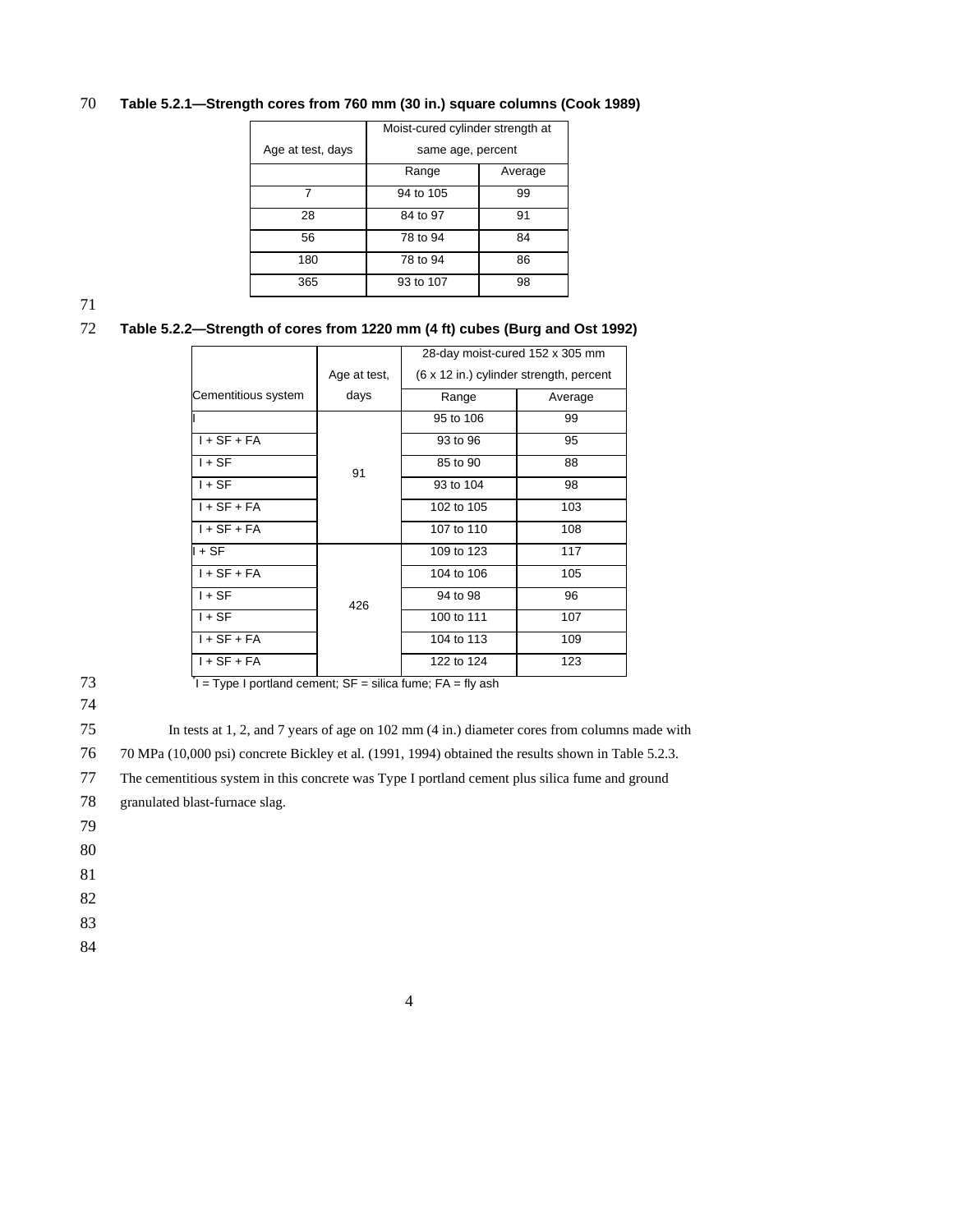**Table 5.2.1—Strength cores from 760 mm (30 in.) square columns (Cook 1989)**

| Age at test, days | Moist-cured cylinder strength at same age, percent | |
|---|---|---|
| | Range | Average |
| 7 | 94 to 105 | 99 |
| 28 | 84 to 97 | 91 |
| 56 | 78 to 94 | 84 |
| 180 | 78 to 94 | 86 |
| 365 | 93 to 107 | 98 |

**Table 5.2.2—Strength of cores from 1220 mm (4 ft) cubes (Burg and Ost 1992)**

| Cementitious system | Age at test, days | 28-day moist-cured 152 x 305 mm (6 x 12 in.) cylinder strength, percent | |
|---|---|---|---|
| | | Range | Average |
| I | 91 | 95 to 106 | 99 |
| I + SF + FA | | 93 to 96 | 95 |
| I + SF | | 85 to 90 | 88 |
| I + SF | | 93 to 104 | 98 |
| I + SF + FA | | 102 to 105 | 103 |
| I + SF + FA | | 107 to 110 | 108 |
| I + SF | 426 | 109 to 123 | 117 |
| I + SF + FA | | 104 to 106 | 105 |
| I + SF | | 94 to 98 | 96 |
| I + SF | | 100 to 111 | 107 |
| I + SF + FA | | 104 to 113 | 109 |
| I + SF + FA | | 122 to 124 | 123 |

*I = Type I portland cement; SF = silica fume; FA = fly ash

In tests at 1, 2, and 7 years of age on 102 mm (4 in.) diameter cores from columns made with 70 MPa (10,000 psi) concrete Bickley et al. (1991, 1994) obtained the results shown in Table 5.2.3. The cementitious system in this concrete was Type I portland cement plus silica fume and ground granulated blast-furnace slag.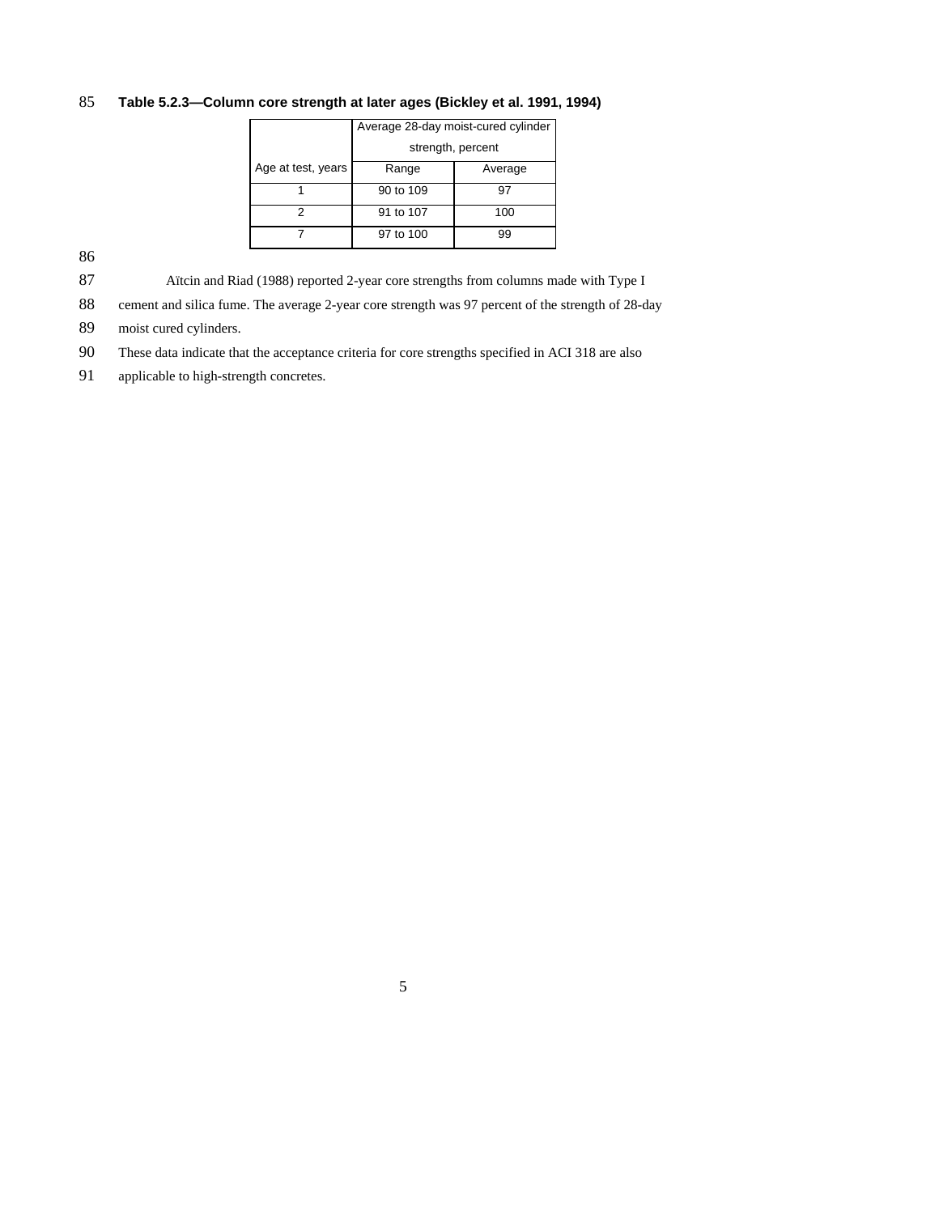**Table 5.2.3—Column core strength at later ages (Bickley et al. 1991, 1994)**

| | Average 28-day moist-cured cylinder strength, percent | |
|---|---|---|
| Age at test, years | Range | Average |
| 1 | 90 to 109 | 97 |
| 2 | 91 to 107 | 100 |
| 7 | 97 to 100 | 99 |

Aïtcin and Riad (1988) reported 2-year core strengths from columns made with Type I cement and silica fume. The average 2-year core strength was 97 percent of the strength of 28-day moist cured cylinders.

These data indicate that the acceptance criteria for core strengths specified in ACI 318 are also applicable to high-strength concretes.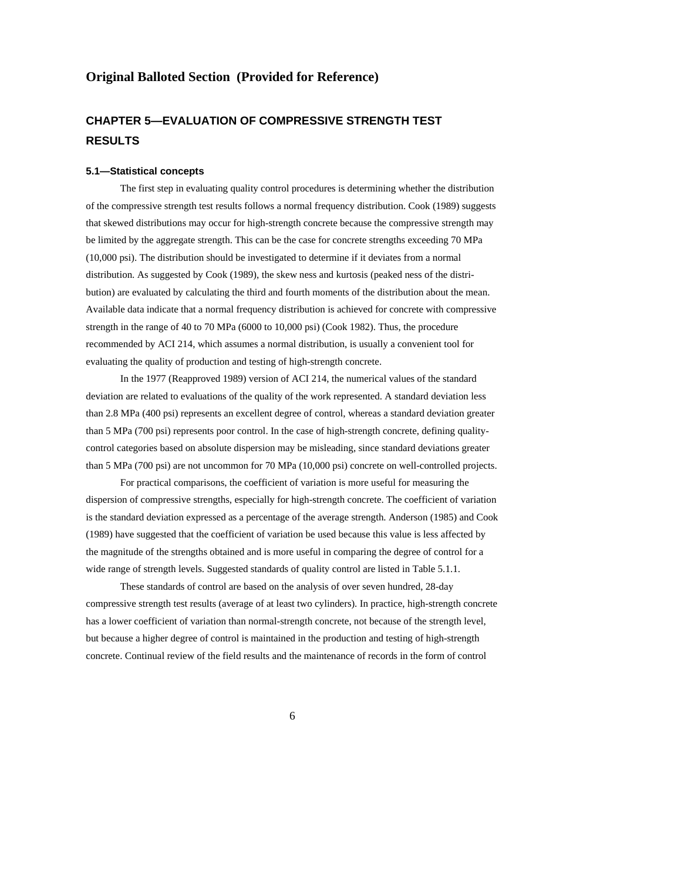**Original Balloted Section (Provided for Reference)**

## CHAPTER 5—EVALUATION OF COMPRESSIVE STRENGTH TEST RESULTS

### 5.1—Statistical concepts

The first step in evaluating quality control procedures is determining whether the distribution of the compressive strength test results follows a normal frequency distribution. Cook (1989) suggests that skewed distributions may occur for high-strength concrete because the compressive strength may be limited by the aggregate strength. This can be the case for concrete strengths exceeding 70 MPa (10,000 psi). The distribution should be investigated to determine if it deviates from a normal distribution. As suggested by Cook (1989), the skew ness and kurtosis (peaked ness of the distribution) are evaluated by calculating the third and fourth moments of the distribution about the mean. Available data indicate that a normal frequency distribution is achieved for concrete with compressive strength in the range of 40 to 70 MPa (6000 to 10,000 psi) (Cook 1982). Thus, the procedure recommended by ACI 214, which assumes a normal distribution, is usually a convenient tool for evaluating the quality of production and testing of high-strength concrete.

In the 1977 (Reapproved 1989) version of ACI 214, the numerical values of the standard deviation are related to evaluations of the quality of the work represented. A standard deviation less than 2.8 MPa (400 psi) represents an excellent degree of control, whereas a standard deviation greater than 5 MPa (700 psi) represents poor control. In the case of high-strength concrete, defining quality-control categories based on absolute dispersion may be misleading, since standard deviations greater than 5 MPa (700 psi) are not uncommon for 70 MPa (10,000 psi) concrete on well-controlled projects.

For practical comparisons, the coefficient of variation is more useful for measuring the dispersion of compressive strengths, especially for high-strength concrete. The coefficient of variation is the standard deviation expressed as a percentage of the average strength. Anderson (1985) and Cook (1989) have suggested that the coefficient of variation be used because this value is less affected by the magnitude of the strengths obtained and is more useful in comparing the degree of control for a wide range of strength levels. Suggested standards of quality control are listed in Table 5.1.1.

These standards of control are based on the analysis of over seven hundred, 28-day compressive strength test results (average of at least two cylinders). In practice, high-strength concrete has a lower coefficient of variation than normal-strength concrete, not because of the strength level, but because a higher degree of control is maintained in the production and testing of high-strength concrete. Continual review of the field results and the maintenance of records in the form of control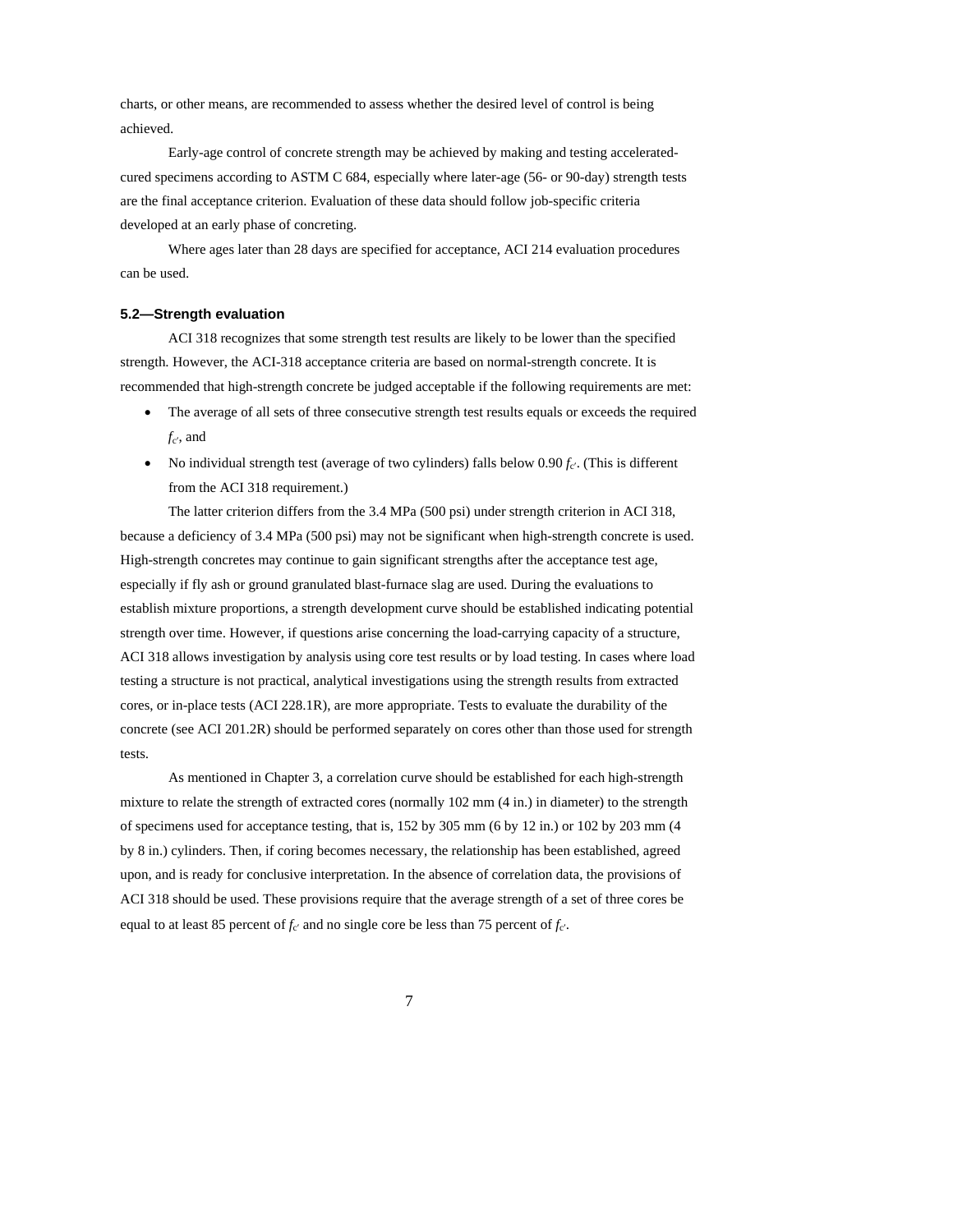charts, or other means, are recommended to assess whether the desired level of control is being achieved.

Early-age control of concrete strength may be achieved by making and testing accelerated-cured specimens according to ASTM C 684, especially where later-age (56- or 90-day) strength tests are the final acceptance criterion. Evaluation of these data should follow job-specific criteria developed at an early phase of concreting.

Where ages later than 28 days are specified for acceptance, ACI 214 evaluation procedures can be used.

### 5.2—Strength evaluation

ACI 318 recognizes that some strength test results are likely to be lower than the specified strength. However, the ACI-318 acceptance criteria are based on normal-strength concrete. It is recommended that high-strength concrete be judged acceptable if the following requirements are met:

- The average of all sets of three consecutive strength test results equals or exceeds the required $f_{c'}$, and
- No individual strength test (average of two cylinders) falls below 0.90 $f_{c'}$. (This is different from the ACI 318 requirement.)

The latter criterion differs from the 3.4 MPa (500 psi) under strength criterion in ACI 318, because a deficiency of 3.4 MPa (500 psi) may not be significant when high-strength concrete is used. High-strength concretes may continue to gain significant strengths after the acceptance test age, especially if fly ash or ground granulated blast-furnace slag are used. During the evaluations to establish mixture proportions, a strength development curve should be established indicating potential strength over time. However, if questions arise concerning the load-carrying capacity of a structure, ACI 318 allows investigation by analysis using core test results or by load testing. In cases where load testing a structure is not practical, analytical investigations using the strength results from extracted cores, or in-place tests (ACI 228.1R), are more appropriate. Tests to evaluate the durability of the concrete (see ACI 201.2R) should be performed separately on cores other than those used for strength tests.

As mentioned in Chapter 3, a correlation curve should be established for each high-strength mixture to relate the strength of extracted cores (normally 102 mm (4 in.) in diameter) to the strength of specimens used for acceptance testing, that is, 152 by 305 mm (6 by 12 in.) or 102 by 203 mm (4 by 8 in.) cylinders. Then, if coring becomes necessary, the relationship has been established, agreed upon, and is ready for conclusive interpretation. In the absence of correlation data, the provisions of ACI 318 should be used. These provisions require that the average strength of a set of three cores be equal to at least 85 percent of $f_{c'}$ and no single core be less than 75 percent of $f_{c'}$.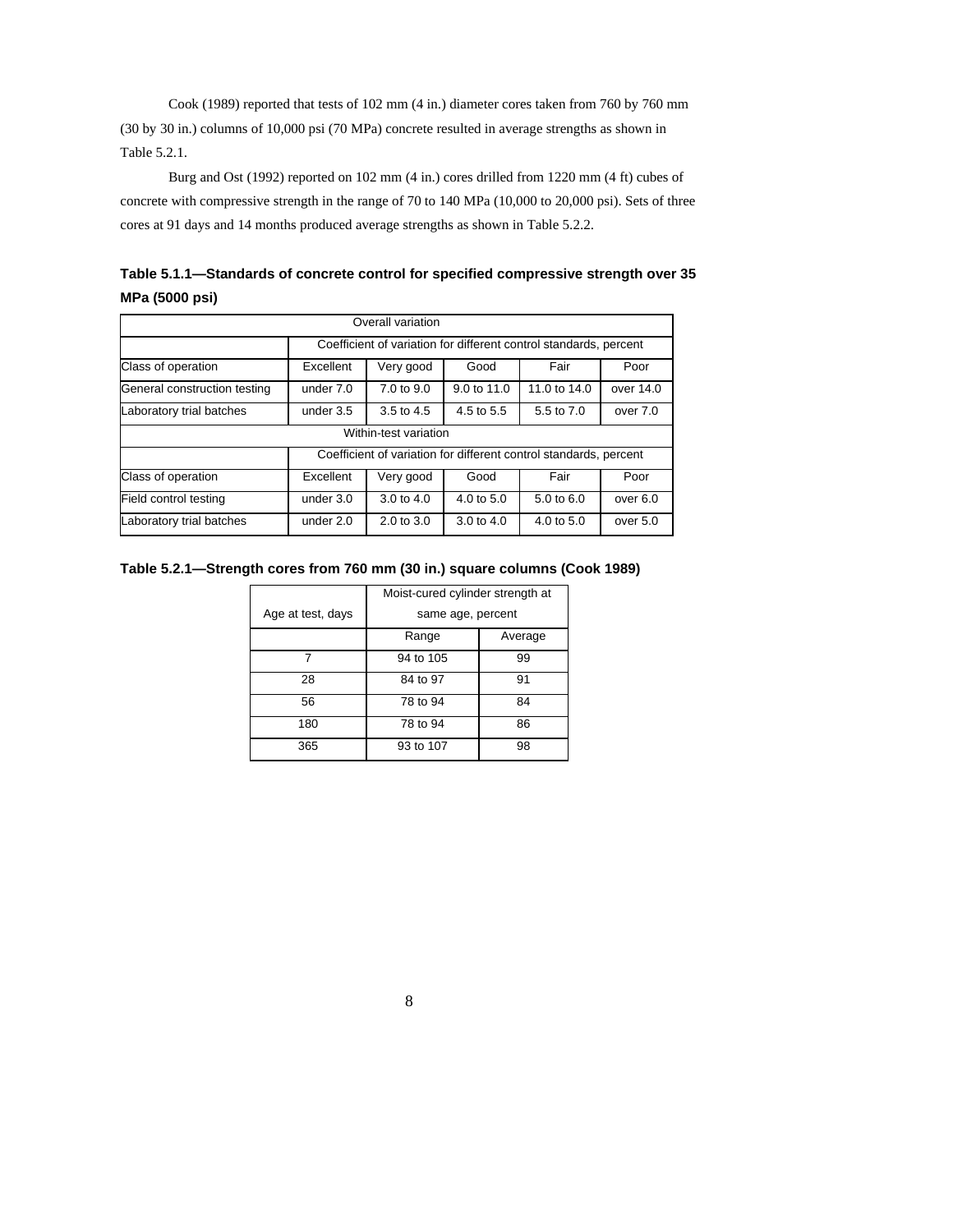Cook (1989) reported that tests of 102 mm (4 in.) diameter cores taken from 760 by 760 mm (30 by 30 in.) columns of 10,000 psi (70 MPa) concrete resulted in average strengths as shown in Table 5.2.1.

Burg and Ost (1992) reported on 102 mm (4 in.) cores drilled from 1220 mm (4 ft) cubes of concrete with compressive strength in the range of 70 to 140 MPa (10,000 to 20,000 psi). Sets of three cores at 91 days and 14 months produced average strengths as shown in Table 5.2.2.

**Table 5.1.1—Standards of concrete control for specified compressive strength over 35 MPa (5000 psi)**

| Overall variation | | | | | |
|---|---|---|---|---|---|
| | Coefficient of variation for different control standards, percent | | | | |
| Class of operation | Excellent | Very good | Good | Fair | Poor |
| General construction testing | under 7.0 | 7.0 to 9.0 | 9.0 to 11.0 | 11.0 to 14.0 | over 14.0 |
| Laboratory trial batches | under 3.5 | 3.5 to 4.5 | 4.5 to 5.5 | 5.5 to 7.0 | over 7.0 |
| Within-test variation | | | | | |
| | Coefficient of variation for different control standards, percent | | | | |
| Class of operation | Excellent | Very good | Good | Fair | Poor |
| Field control testing | under 3.0 | 3.0 to 4.0 | 4.0 to 5.0 | 5.0 to 6.0 | over 6.0 |
| Laboratory trial batches | under 2.0 | 2.0 to 3.0 | 3.0 to 4.0 | 4.0 to 5.0 | over 5.0 |

**Table 5.2.1—Strength cores from 760 mm (30 in.) square columns (Cook 1989)**

| Age at test, days | Moist-cured cylinder strength at same age, percent | |
|---|---|---|
| | Range | Average |
| 7 | 94 to 105 | 99 |
| 28 | 84 to 97 | 91 |
| 56 | 78 to 94 | 84 |
| 180 | 78 to 94 | 86 |
| 365 | 93 to 107 | 98 |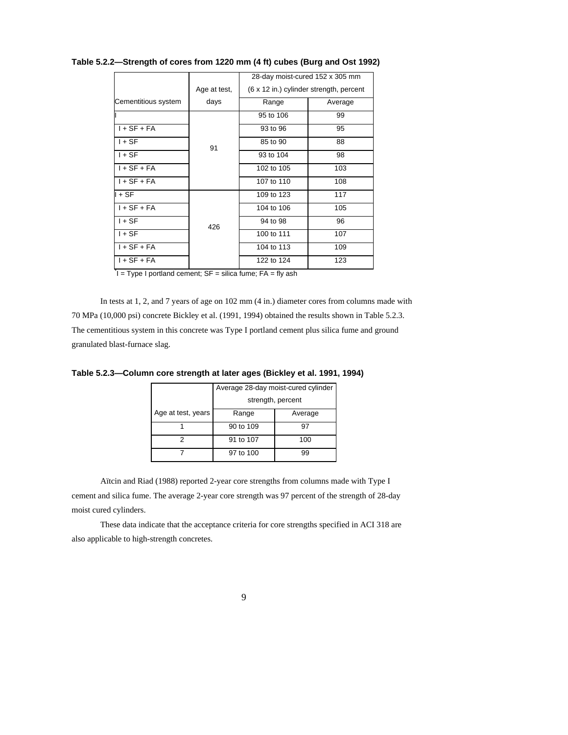**Table 5.2.2—Strength of cores from 1220 mm (4 ft) cubes (Burg and Ost 1992)**

| Cementitious system | Age at test, days | 28-day moist-cured 152 x 305 mm (6 x 12 in.) cylinder strength, percent | |
|---|---|---|---|
| | | Range | Average |
| I | 91 | 95 to 106 | 99 |
| I + SF + FA | | 93 to 96 | 95 |
| I + SF | | 85 to 90 | 88 |
| I + SF | | 93 to 104 | 98 |
| I + SF + FA | | 102 to 105 | 103 |
| I + SF + FA | | 107 to 110 | 108 |
| I + SF | 426 | 109 to 123 | 117 |
| I + SF + FA | | 104 to 106 | 105 |
| I + SF | | 94 to 98 | 96 |
| I + SF | | 100 to 111 | 107 |
| I + SF + FA | | 104 to 113 | 109 |
| I + SF + FA | | 122 to 124 | 123 |

*I = Type I portland cement; SF = silica fume; FA = fly ash

In tests at 1, 2, and 7 years of age on 102 mm (4 in.) diameter cores from columns made with 70 MPa (10,000 psi) concrete Bickley et al. (1991, 1994) obtained the results shown in Table 5.2.3. The cementitious system in this concrete was Type I portland cement plus silica fume and ground granulated blast-furnace slag.

**Table 5.2.3—Column core strength at later ages (Bickley et al. 1991, 1994)**

| Age at test, years | Average 28-day moist-cured cylinder strength, percent | |
|---|---|---|
| | Range | Average |
| 1 | 90 to 109 | 97 |
| 2 | 91 to 107 | 100 |
| 7 | 97 to 100 | 99 |

Aïtcin and Riad (1988) reported 2-year core strengths from columns made with Type I cement and silica fume. The average 2-year core strength was 97 percent of the strength of 28-day moist cured cylinders.

These data indicate that the acceptance criteria for core strengths specified in ACI 318 are also applicable to high-strength concretes.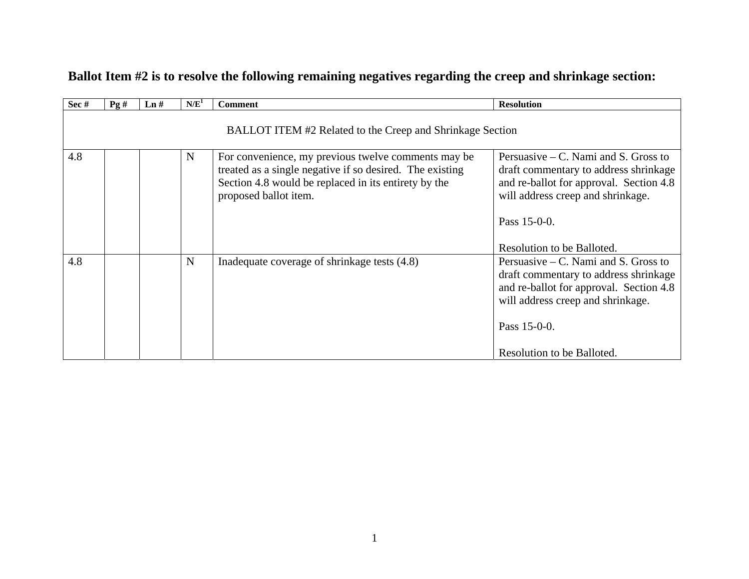**Ballot Item #2 is to resolve the following remaining negatives regarding the creep and shrinkage section:**

| Sec # | Pg # | Ln # | N/E[1] | Comment | Resolution |
|---|---|---|---|---|---|
| BALLOT ITEM #2 Related to the Creep and Shrinkage Section | | | | | |
| 4.8 | | | N | For convenience, my previous twelve comments may be treated as a single negative if so desired. The existing Section 4.8 would be replaced in its entirety by the proposed ballot item. | Persuasive – C. Nami and S. Gross to draft commentary to address shrinkage and re-ballot for approval. Section 4.8 will address creep and shrinkage.<br><br>Pass 15-0-0.<br><br>Resolution to be Balloted. |
| 4.8 | | | N | Inadequate coverage of shrinkage tests (4.8) | Persuasive – C. Nami and S. Gross to draft commentary to address shrinkage and re-ballot for approval. Section 4.8 will address creep and shrinkage.<br><br>Pass 15-0-0.<br><br>Resolution to be Balloted. |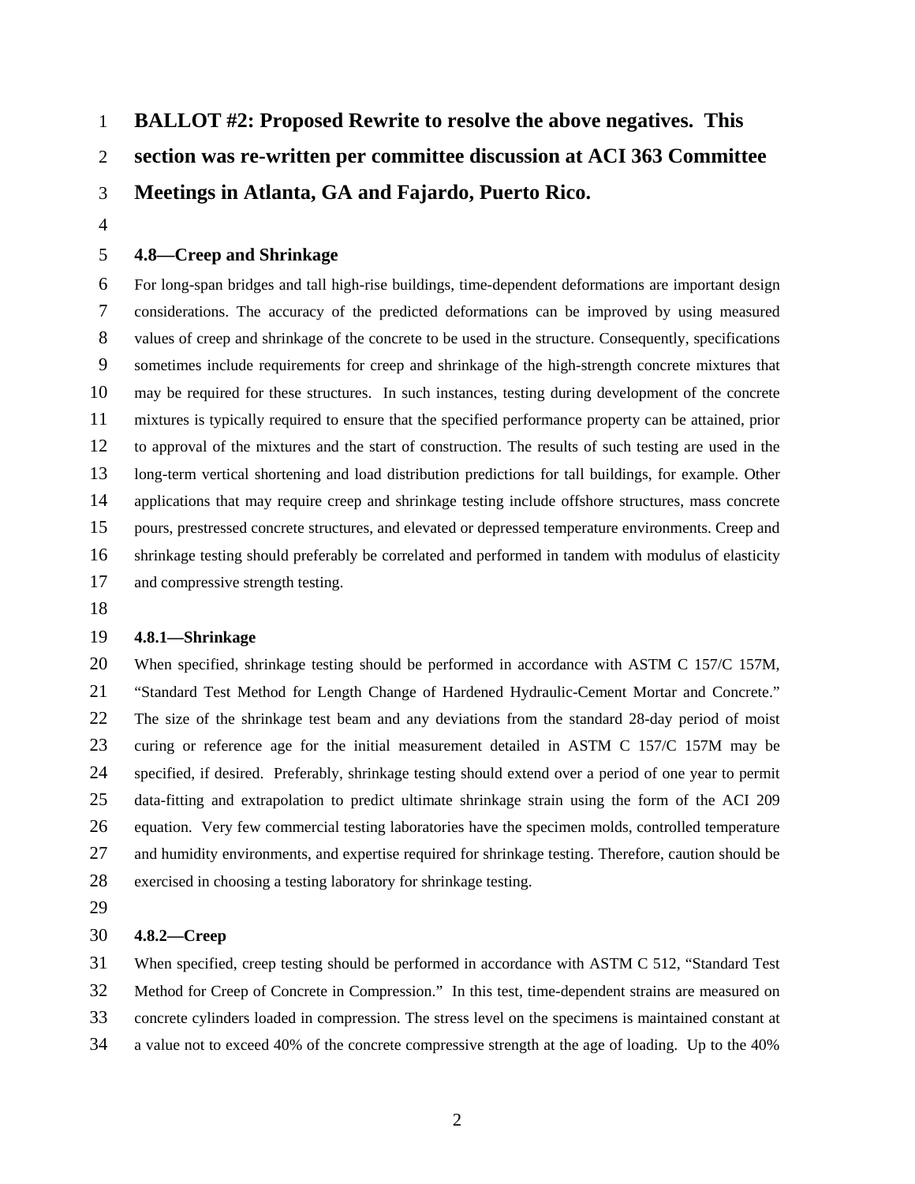**BALLOT #2: Proposed Rewrite to resolve the above negatives. This section was re-written per committee discussion at ACI 363 Committee Meetings in Atlanta, GA and Fajardo, Puerto Rico.**

## 4.8—Creep and Shrinkage

For long-span bridges and tall high-rise buildings, time-dependent deformations are important design considerations. The accuracy of the predicted deformations can be improved by using measured values of creep and shrinkage of the concrete to be used in the structure. Consequently, specifications sometimes include requirements for creep and shrinkage of the high-strength concrete mixtures that may be required for these structures. In such instances, testing during development of the concrete mixtures is typically required to ensure that the specified performance property can be attained, prior to approval of the mixtures and the start of construction. The results of such testing are used in the long-term vertical shortening and load distribution predictions for tall buildings, for example. Other applications that may require creep and shrinkage testing include offshore structures, mass concrete pours, prestressed concrete structures, and elevated or depressed temperature environments. Creep and shrinkage testing should preferably be correlated and performed in tandem with modulus of elasticity and compressive strength testing.

### 4.8.1—Shrinkage

When specified, shrinkage testing should be performed in accordance with ASTM C 157/C 157M, "Standard Test Method for Length Change of Hardened Hydraulic-Cement Mortar and Concrete." The size of the shrinkage test beam and any deviations from the standard 28-day period of moist curing or reference age for the initial measurement detailed in ASTM C 157/C 157M may be specified, if desired. Preferably, shrinkage testing should extend over a period of one year to permit data-fitting and extrapolation to predict ultimate shrinkage strain using the form of the ACI 209 equation. Very few commercial testing laboratories have the specimen molds, controlled temperature and humidity environments, and expertise required for shrinkage testing. Therefore, caution should be exercised in choosing a testing laboratory for shrinkage testing.

### 4.8.2—Creep

When specified, creep testing should be performed in accordance with ASTM C 512, "Standard Test Method for Creep of Concrete in Compression." In this test, time-dependent strains are measured on concrete cylinders loaded in compression. The stress level on the specimens is maintained constant at a value not to exceed 40% of the concrete compressive strength at the age of loading. Up to the 40%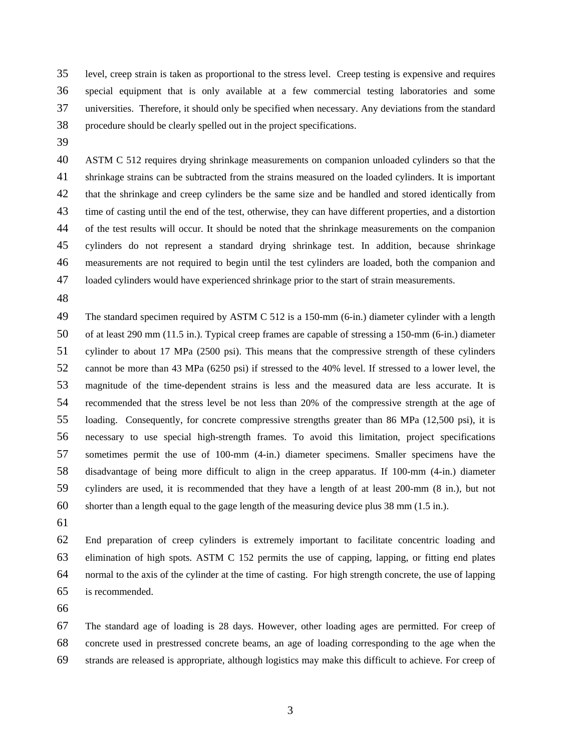level, creep strain is taken as proportional to the stress level. Creep testing is expensive and requires special equipment that is only available at a few commercial testing laboratories and some universities. Therefore, it should only be specified when necessary. Any deviations from the standard procedure should be clearly spelled out in the project specifications.

ASTM C 512 requires drying shrinkage measurements on companion unloaded cylinders so that the shrinkage strains can be subtracted from the strains measured on the loaded cylinders. It is important that the shrinkage and creep cylinders be the same size and be handled and stored identically from time of casting until the end of the test, otherwise, they can have different properties, and a distortion of the test results will occur. It should be noted that the shrinkage measurements on the companion cylinders do not represent a standard drying shrinkage test. In addition, because shrinkage measurements are not required to begin until the test cylinders are loaded, both the companion and loaded cylinders would have experienced shrinkage prior to the start of strain measurements.

The standard specimen required by ASTM C 512 is a 150-mm (6-in.) diameter cylinder with a length of at least 290 mm (11.5 in.). Typical creep frames are capable of stressing a 150-mm (6-in.) diameter cylinder to about 17 MPa (2500 psi). This means that the compressive strength of these cylinders cannot be more than 43 MPa (6250 psi) if stressed to the 40% level. If stressed to a lower level, the magnitude of the time-dependent strains is less and the measured data are less accurate. It is recommended that the stress level be not less than 20% of the compressive strength at the age of loading. Consequently, for concrete compressive strengths greater than 86 MPa (12,500 psi), it is necessary to use special high-strength frames. To avoid this limitation, project specifications sometimes permit the use of 100-mm (4-in.) diameter specimens. Smaller specimens have the disadvantage of being more difficult to align in the creep apparatus. If 100-mm (4-in.) diameter cylinders are used, it is recommended that they have a length of at least 200-mm (8 in.), but not shorter than a length equal to the gage length of the measuring device plus 38 mm (1.5 in.).

End preparation of creep cylinders is extremely important to facilitate concentric loading and elimination of high spots. ASTM C 152 permits the use of capping, lapping, or fitting end plates normal to the axis of the cylinder at the time of casting. For high strength concrete, the use of lapping is recommended.

The standard age of loading is 28 days. However, other loading ages are permitted. For creep of concrete used in prestressed concrete beams, an age of loading corresponding to the age when the strands are released is appropriate, although logistics may make this difficult to achieve. For creep of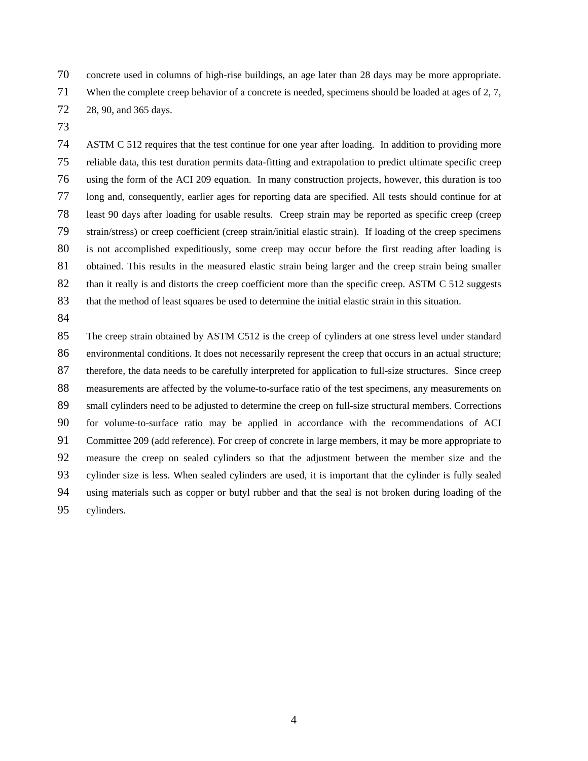concrete used in columns of high-rise buildings, an age later than 28 days may be more appropriate. When the complete creep behavior of a concrete is needed, specimens should be loaded at ages of 2, 7, 28, 90, and 365 days.

ASTM C 512 requires that the test continue for one year after loading. In addition to providing more reliable data, this test duration permits data-fitting and extrapolation to predict ultimate specific creep using the form of the ACI 209 equation. In many construction projects, however, this duration is too long and, consequently, earlier ages for reporting data are specified. All tests should continue for at least 90 days after loading for usable results. Creep strain may be reported as specific creep (creep strain/stress) or creep coefficient (creep strain/initial elastic strain). If loading of the creep specimens is not accomplished expeditiously, some creep may occur before the first reading after loading is obtained. This results in the measured elastic strain being larger and the creep strain being smaller than it really is and distorts the creep coefficient more than the specific creep. ASTM C 512 suggests that the method of least squares be used to determine the initial elastic strain in this situation.

The creep strain obtained by ASTM C512 is the creep of cylinders at one stress level under standard environmental conditions. It does not necessarily represent the creep that occurs in an actual structure; therefore, the data needs to be carefully interpreted for application to full-size structures. Since creep measurements are affected by the volume-to-surface ratio of the test specimens, any measurements on small cylinders need to be adjusted to determine the creep on full-size structural members. Corrections for volume-to-surface ratio may be applied in accordance with the recommendations of ACI Committee 209 (add reference). For creep of concrete in large members, it may be more appropriate to measure the creep on sealed cylinders so that the adjustment between the member size and the cylinder size is less. When sealed cylinders are used, it is important that the cylinder is fully sealed using materials such as copper or butyl rubber and that the seal is not broken during loading of the cylinders.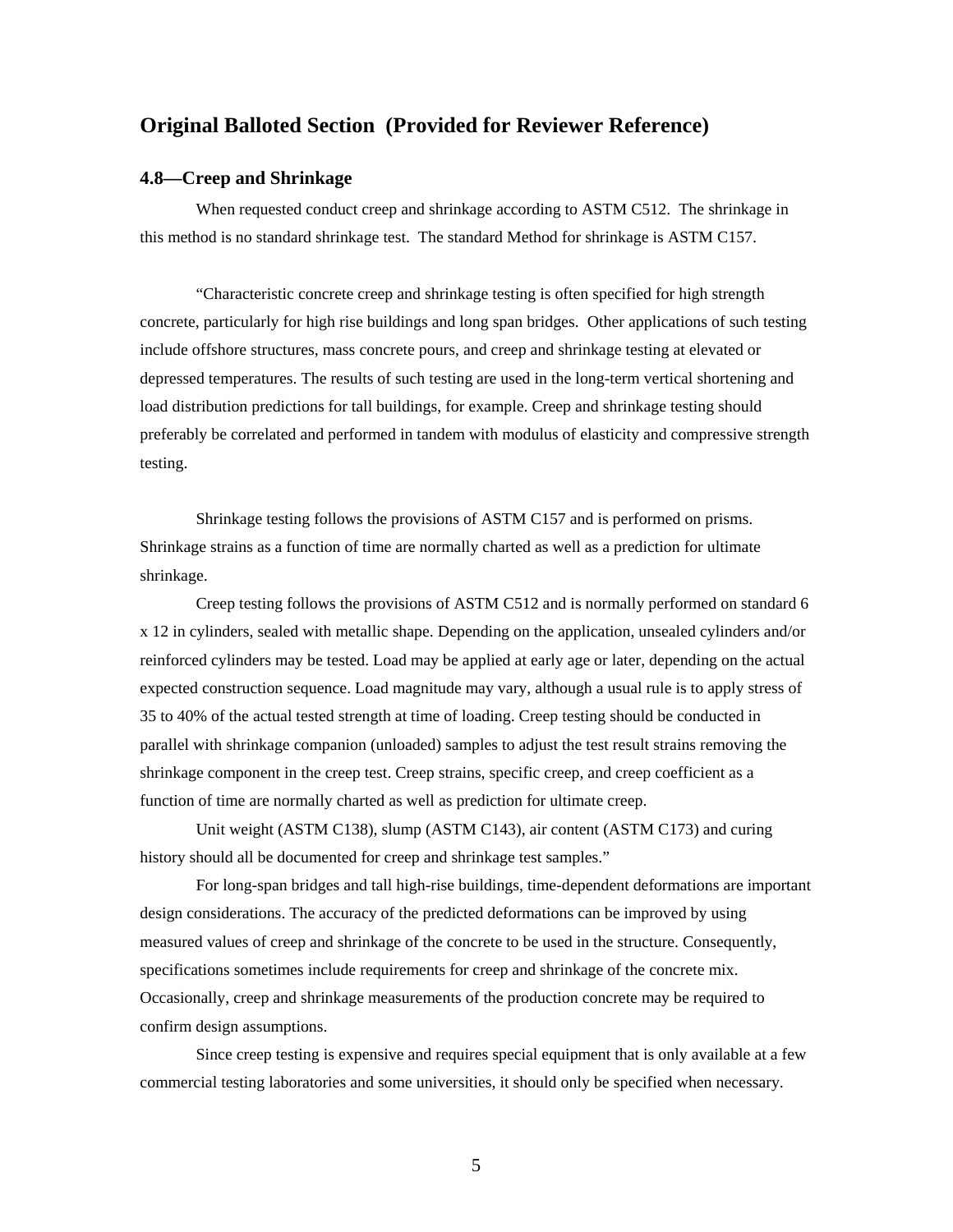## Original Balloted Section (Provided for Reviewer Reference)

### 4.8—Creep and Shrinkage

When requested conduct creep and shrinkage according to ASTM C512. The shrinkage in this method is no standard shrinkage test. The standard Method for shrinkage is ASTM C157.

"Characteristic concrete creep and shrinkage testing is often specified for high strength concrete, particularly for high rise buildings and long span bridges. Other applications of such testing include offshore structures, mass concrete pours, and creep and shrinkage testing at elevated or depressed temperatures. The results of such testing are used in the long-term vertical shortening and load distribution predictions for tall buildings, for example. Creep and shrinkage testing should preferably be correlated and performed in tandem with modulus of elasticity and compressive strength testing.

Shrinkage testing follows the provisions of ASTM C157 and is performed on prisms. Shrinkage strains as a function of time are normally charted as well as a prediction for ultimate shrinkage.

Creep testing follows the provisions of ASTM C512 and is normally performed on standard 6 x 12 in cylinders, sealed with metallic shape. Depending on the application, unsealed cylinders and/or reinforced cylinders may be tested. Load may be applied at early age or later, depending on the actual expected construction sequence. Load magnitude may vary, although a usual rule is to apply stress of 35 to 40% of the actual tested strength at time of loading. Creep testing should be conducted in parallel with shrinkage companion (unloaded) samples to adjust the test result strains removing the shrinkage component in the creep test. Creep strains, specific creep, and creep coefficient as a function of time are normally charted as well as prediction for ultimate creep.

Unit weight (ASTM C138), slump (ASTM C143), air content (ASTM C173) and curing history should all be documented for creep and shrinkage test samples."

For long-span bridges and tall high-rise buildings, time-dependent deformations are important design considerations. The accuracy of the predicted deformations can be improved by using measured values of creep and shrinkage of the concrete to be used in the structure. Consequently, specifications sometimes include requirements for creep and shrinkage of the concrete mix. Occasionally, creep and shrinkage measurements of the production concrete may be required to confirm design assumptions.

Since creep testing is expensive and requires special equipment that is only available at a few commercial testing laboratories and some universities, it should only be specified when necessary.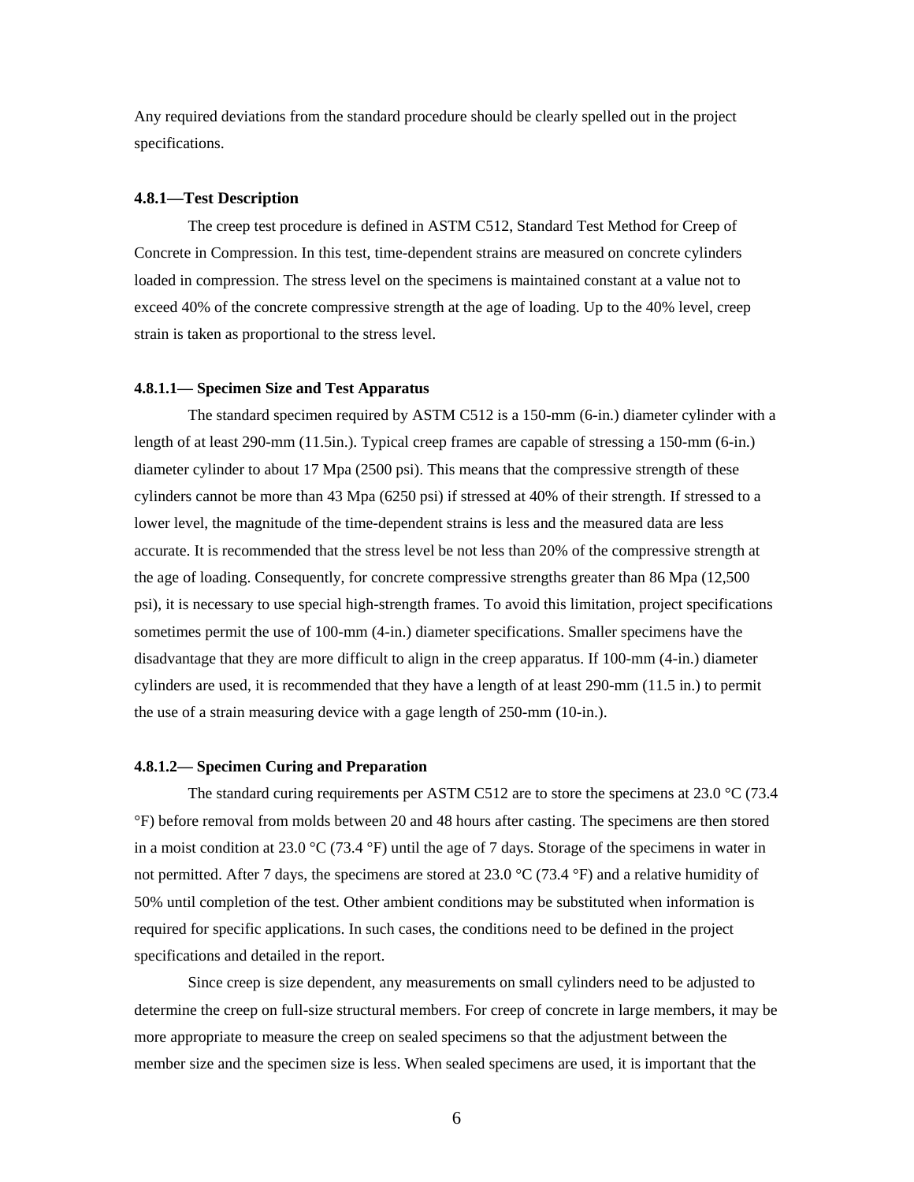Any required deviations from the standard procedure should be clearly spelled out in the project specifications.

#### 4.8.1—Test Description

The creep test procedure is defined in ASTM C512, Standard Test Method for Creep of Concrete in Compression. In this test, time-dependent strains are measured on concrete cylinders loaded in compression. The stress level on the specimens is maintained constant at a value not to exceed 40% of the concrete compressive strength at the age of loading. Up to the 40% level, creep strain is taken as proportional to the stress level.

#### 4.8.1.1— Specimen Size and Test Apparatus

The standard specimen required by ASTM C512 is a 150-mm (6-in.) diameter cylinder with a length of at least 290-mm (11.5in.). Typical creep frames are capable of stressing a 150-mm (6-in.) diameter cylinder to about 17 Mpa (2500 psi). This means that the compressive strength of these cylinders cannot be more than 43 Mpa (6250 psi) if stressed at 40% of their strength. If stressed to a lower level, the magnitude of the time-dependent strains is less and the measured data are less accurate. It is recommended that the stress level be not less than 20% of the compressive strength at the age of loading. Consequently, for concrete compressive strengths greater than 86 Mpa (12,500 psi), it is necessary to use special high-strength frames. To avoid this limitation, project specifications sometimes permit the use of 100-mm (4-in.) diameter specifications. Smaller specimens have the disadvantage that they are more difficult to align in the creep apparatus. If 100-mm (4-in.) diameter cylinders are used, it is recommended that they have a length of at least 290-mm (11.5 in.) to permit the use of a strain measuring device with a gage length of 250-mm (10-in.).

#### 4.8.1.2— Specimen Curing and Preparation

The standard curing requirements per ASTM C512 are to store the specimens at 23.0 °C (73.4 °F) before removal from molds between 20 and 48 hours after casting. The specimens are then stored in a moist condition at 23.0 °C (73.4 °F) until the age of 7 days. Storage of the specimens in water in not permitted. After 7 days, the specimens are stored at 23.0 °C (73.4 °F) and a relative humidity of 50% until completion of the test. Other ambient conditions may be substituted when information is required for specific applications. In such cases, the conditions need to be defined in the project specifications and detailed in the report.

Since creep is size dependent, any measurements on small cylinders need to be adjusted to determine the creep on full-size structural members. For creep of concrete in large members, it may be more appropriate to measure the creep on sealed specimens so that the adjustment between the member size and the specimen size is less. When sealed specimens are used, it is important that the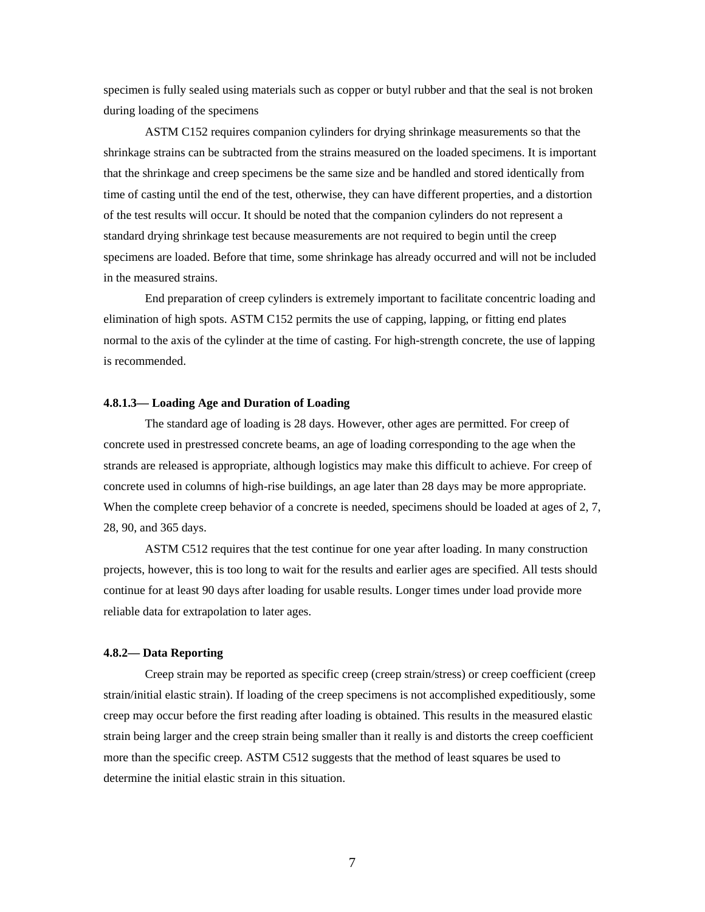specimen is fully sealed using materials such as copper or butyl rubber and that the seal is not broken during loading of the specimens

ASTM C152 requires companion cylinders for drying shrinkage measurements so that the shrinkage strains can be subtracted from the strains measured on the loaded specimens. It is important that the shrinkage and creep specimens be the same size and be handled and stored identically from time of casting until the end of the test, otherwise, they can have different properties, and a distortion of the test results will occur. It should be noted that the companion cylinders do not represent a standard drying shrinkage test because measurements are not required to begin until the creep specimens are loaded. Before that time, some shrinkage has already occurred and will not be included in the measured strains.

End preparation of creep cylinders is extremely important to facilitate concentric loading and elimination of high spots. ASTM C152 permits the use of capping, lapping, or fitting end plates normal to the axis of the cylinder at the time of casting. For high-strength concrete, the use of lapping is recommended.

#### 4.8.1.3— Loading Age and Duration of Loading

The standard age of loading is 28 days. However, other ages are permitted. For creep of concrete used in prestressed concrete beams, an age of loading corresponding to the age when the strands are released is appropriate, although logistics may make this difficult to achieve. For creep of concrete used in columns of high-rise buildings, an age later than 28 days may be more appropriate. When the complete creep behavior of a concrete is needed, specimens should be loaded at ages of 2, 7, 28, 90, and 365 days.

ASTM C512 requires that the test continue for one year after loading. In many construction projects, however, this is too long to wait for the results and earlier ages are specified. All tests should continue for at least 90 days after loading for usable results. Longer times under load provide more reliable data for extrapolation to later ages.

### 4.8.2— Data Reporting

Creep strain may be reported as specific creep (creep strain/stress) or creep coefficient (creep strain/initial elastic strain). If loading of the creep specimens is not accomplished expeditiously, some creep may occur before the first reading after loading is obtained. This results in the measured elastic strain being larger and the creep strain being smaller than it really is and distorts the creep coefficient more than the specific creep. ASTM C512 suggests that the method of least squares be used to determine the initial elastic strain in this situation.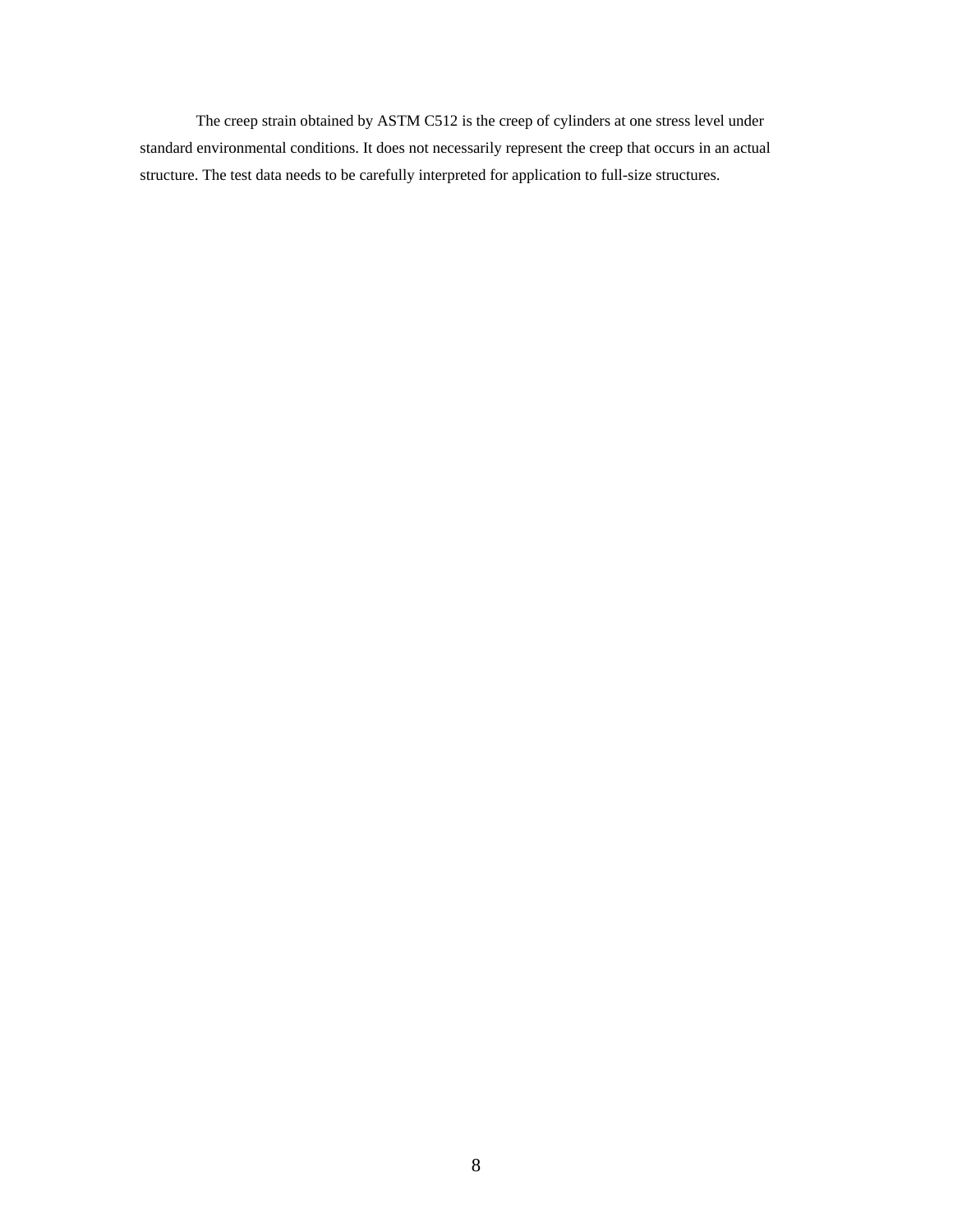The creep strain obtained by ASTM C512 is the creep of cylinders at one stress level under standard environmental conditions. It does not necessarily represent the creep that occurs in an actual structure. The test data needs to be carefully interpreted for application to full-size structures.